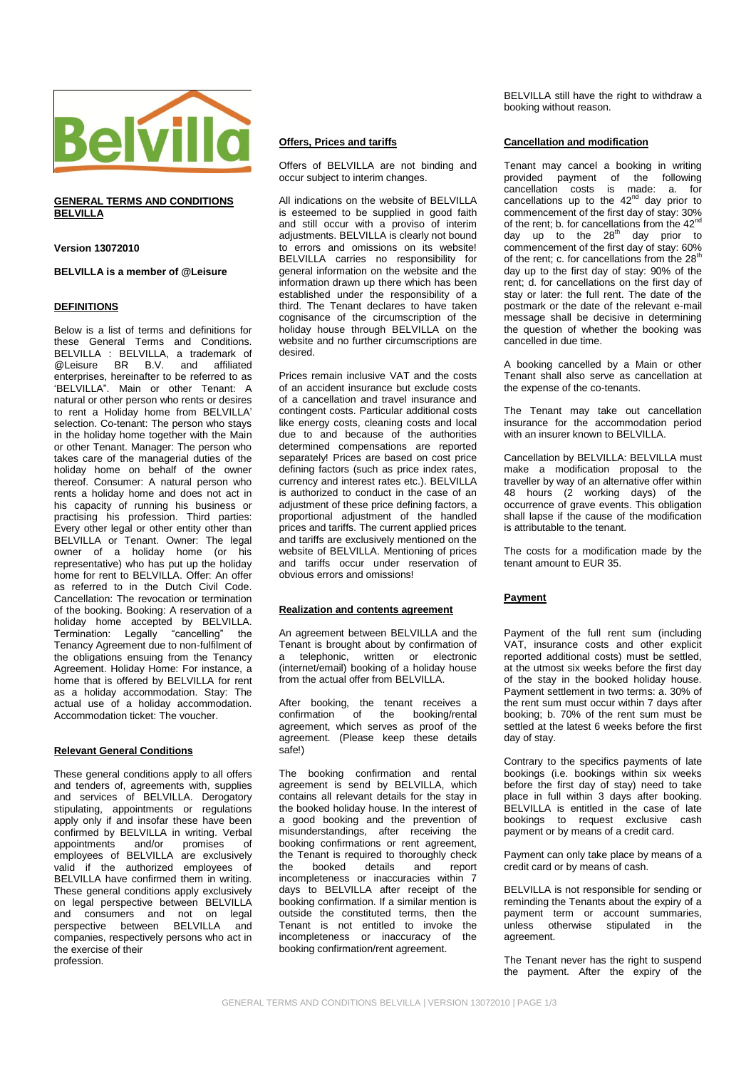# GENERAL TERMS AND CONDITIONS BELVILLA

**Version 13072010**

**BELVILLA is a member of @Leisure**

## DEFINITIONS

Below is a list of terms and definitions for these General Terms and Conditions. BELVILLA : BELVILLA, a trademark of @Leisure BR B.V. and affiliated enterprises, hereinafter to be referred to as 'BELVILLA". Main or other Tenant: A natural or other person who rents or desires to rent a Holiday home from BELVILLA' selection. Co-tenant: The person who stays in the holiday home together with the Main or other Tenant. Manager: The person who takes care of the managerial duties of the holiday home on behalf of the owner thereof. Consumer: A natural person who rents a holiday home and does not act in his capacity of running his business or practising his profession. Third parties: Every other legal or other entity other than BELVILLA or Tenant. Owner: The legal owner of a holiday home (or his representative) who has put up the holiday home for rent to BELVILLA. Offer: An offer as referred to in the Dutch Civil Code. Cancellation: The revocation or termination of the booking. Booking: A reservation of a holiday home accepted by BELVILLA. Termination: Legally "cancelling" the Tenancy Agreement due to non-fulfilment of the obligations ensuing from the Tenancy Agreement. Holiday Home: For instance, a home that is offered by BELVILLA for rent to BELVILLA as a holiday accommodation. Stay: The actual use of a holiday accommodation. Accommodation ticket: The voucher.

## Relevant General Conditions

These general conditions apply to all offers and tenders of, agreements with, supplies and services of BELVILLA. Derogatory stipulating, appointments or regulations apply only if and insofar these have been confirmed by BELVILLA in writing. Verbal appointments and/or promises of employees of BELVILLA are exclusively valid if the authorized employees of BELVILLA have confirmed them in writing. These general conditions apply exclusively on legal perspective between BELVILLA and consumers and not on legal perspective between BELVILLA and companies, respectively persons who act in the exercise of their profession.

## Offers, Prices and tariffs

Offers of BELVILLA are not binding and occur subject to interim changes.

All indications on the website of BELVILLA is esteemed to be supplied in good faith and still occur with a proviso of interim adjustments. BELVILLA is clearly not bound to errors and omissions on its website! BELVILLA carries no responsibility for general information on the website and the information drawn up there which has been established under the responsibility of a third. The Tenant declares to have taken cognisance of the circumscription of the holiday house through BELVILLA on the website and no further circumscriptions are desired.

Prices remain inclusive VAT and the costs of an accident insurance but exclude costs of a cancellation and travel insurance and contingent costs. Particular additional costs like energy costs, cleaning costs and local due to and because of the authorities determined compensations are reported separately! Prices are based on cost price defining factors (such as price index rates, currency and interest rates etc.). BELVILLA is authorized to conduct in the case of an adjustment of these price defining factors, a proportional adjustment of the handled prices and tariffs. The current applied prices and tariffs are exclusively mentioned on the website of BELVILLA. Mentioning of prices and tariffs occur under reservation of obvious errors and omissions!

## Realization and contents agreement

An agreement between BELVILLA and the Tenant is brought about by confirmation of a telephonic, written or electronic (internet/email) booking of a holiday house from the actual offer from BELVILLA.

After booking, the tenant receives a confirmation of the booking/rental agreement, which serves as proof of the agreement. (Please keep these details safe!)

The booking confirmation and rental agreement is send by BELVILLA, which contains all relevant details for the stay in the booked holiday house. In the interest of a good booking and the prevention of misunderstandings, after receiving the booking confirmations or rent agreement, the Tenant is required to thoroughly check the booked details and report incompleteness or inaccuracies within 7 days to BELVILLA after receipt of the booking confirmation. If a similar mention is outside the constituted terms, then the Tenant is not entitled to invoke the incompleteness or inaccuracy of the booking confirmation/rent agreement.

BELVILLA still have the right to withdraw a booking without reason.

## Cancellation and modification

Tenant may cancel a booking in writing provided payment of the following cancellation costs is made: a. for cancellations up to the 42nd day prior to commencement of the first day of stay: 30% of the rent; b. for cancellations from the 42nd day up to the 28th day prior to commencement of the first day of stay: 60% of the rent; c. for cancellations from the 28th day up to the first day of stay: 90% of the rent; d. for cancellations on the first day of stay or later: the full rent. The date of the postmark or the date of the relevant e-mail message shall be decisive in determining the question of whether the booking was cancelled in due time.

A booking cancelled by a Main or other Tenant shall also serve as cancellation at the expense of the co-tenants.

The Tenant may take out cancellation insurance for the accommodation period with an insurer known to BELVILLA.

Cancellation by BELVILLA: BELVILLA must make a modification proposal to the traveller by way of an alternative offer within 48 hours (2 working days) of the occurrence of grave events. This obligation shall lapse if the cause of the modification is attributable to the tenant.

The costs for a modification made by the tenant amount to EUR 35.

## Payment

Payment of the full rent sum (including VAT, insurance costs and other explicit reported additional costs) must be settled, at the utmost six weeks before the first day of the stay in the booked holiday house. Payment settlement in two terms: a. 30% of the rent sum must occur within 7 days after booking; b. 70% of the rent sum must be settled at the latest 6 weeks before the first day of stay.

Contrary to the specifics payments of late bookings (i.e. bookings within six weeks before the first day of stay) need to take place in full within 3 days after booking. BELVILLA is entitled in the case of late bookings to request exclusive cash payment or by means of a credit card.

Payment can only take place by means of a credit card or by means of cash.

BELVILLA is not responsible for sending or reminding the Tenants about the expiry of a payment term or account summaries, unless otherwise stipulated in the agreement.

The Tenant never has the right to suspend the payment. After the expiry of the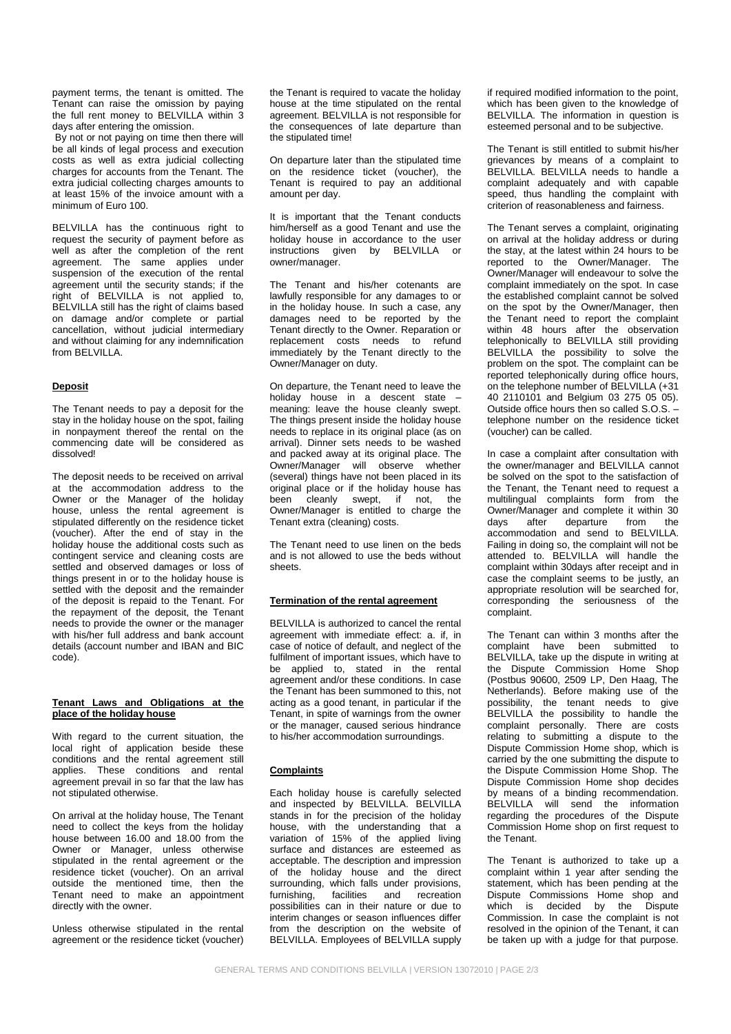payment terms, the tenant is omitted. The Tenant can raise the omission by paying the full rent money to BELVILLA within 3 days after entering the omission.

By not or not paying on time then there will be all kinds of legal process and execution costs as well as extra judicial collecting charges for accounts from the Tenant. The extra judicial collecting charges amounts to at least 15% of the invoice amount with a minimum of Euro 100.

BELVILLA has the continuous right to request the security of payment before as well as after the completion of the rent agreement. The same applies under suspension of the execution of the rental agreement until the security stands; if the right of BELVILLA is not applied to, BELVILLA still has the right of claims based on damage and/or complete or partial cancellation, without judicial intermediary and without claiming for any indemnification from BELVILLA.

## Deposit

The Tenant needs to pay a deposit for the stay in the holiday house on the spot, failing in nonpayment thereof the rental on the commencing date will be considered as dissolved!

The deposit needs to be received on arrival at the accommodation address to the Owner or the Manager of the holiday house, unless the rental agreement is stipulated differently on the residence ticket (voucher). After the end of stay in the holiday house the additional costs such as contingent service and cleaning costs are settled and observed damages or loss of things present in or to the holiday house is settled with the deposit and the remainder of the deposit is repaid to the Tenant. For the repayment of the deposit, the Tenant needs to provide the owner or the manager with his/her full address and bank account details (account number and IBAN and BIC code).

## Tenant Laws and Obligations at the place of the holiday house

With regard to the current situation, the local right of application beside these conditions and the rental agreement still applies. These conditions and rental agreement prevail in so far that the law has not stipulated otherwise.

On arrival at the holiday house, The Tenant need to collect the keys from the holiday house between 16.00 and 18.00 from the Owner or Manager, unless otherwise stipulated in the rental agreement or the residence ticket (voucher). On an arrival outside the mentioned time, then the Tenant need to make an appointment directly with the owner.

Unless otherwise stipulated in the rental agreement or the residence ticket (voucher) the Tenant is required to vacate the holiday house at the time stipulated on the rental agreement. BELVILLA is not responsible for the consequences of late departure than the stipulated time!

On departure later than the stipulated time on the residence ticket (voucher), the Tenant is required to pay an additional amount per day.

It is important that the Tenant conducts him/herself as a good Tenant and use the holiday house in accordance to the user instructions given by BELVILLA or owner/manager.

The Tenant and his/her cotenants are lawfully responsible for any damages to or in the holiday house. In such a case, any damages need to be reported by the Tenant directly to the Owner. Reparation or replacement costs needs to refund immediately by the Tenant directly to the Owner/Manager on duty.

On departure, the Tenant need to leave the holiday house in a descent state – meaning: leave the house cleanly swept. The things present inside the holiday house needs to replace in its original place (as on arrival). Dinner sets needs to be washed and packed away at its original place. The Owner/Manager will observe whether (several) things have not been placed in its original place or if the holiday house has been cleanly swept, if not, the Owner/Manager is entitled to charge the Tenant extra (cleaning) costs.

The Tenant need to use linen on the beds and is not allowed to use the beds without sheets.

## Termination of the rental agreement

BELVILLA is authorized to cancel the rental agreement with immediate effect: a. if, in case of notice of default, and neglect of the fulfilment of important issues, which have to be applied to, stated in the rental agreement and/or these conditions. In case the Tenant has been summoned to this, not acting as a good tenant, in particular if the Tenant, in spite of warnings from the owner or the manager, caused serious hindrance to his/her accommodation surroundings.

## Complaints

Each holiday house is carefully selected and inspected by BELVILLA. BELVILLA stands in for the precision of the holiday house, with the understanding that a variation of 15% of the applied living surface and distances are esteemed as acceptable. The description and impression of the holiday house and the direct surrounding, which falls under provisions, furnishing, facilities and recreation possibilities can in their nature or due to interim changes or season influences differ from the description on the website of BELVILLA. Employees of BELVILLA supply if required modified information to the point, which has been given to the knowledge of BELVILLA. The information in question is esteemed personal and to be subjective.

The Tenant is still entitled to submit his/her grievances by means of a complaint to BELVILLA. BELVILLA needs to handle a complaint adequately and with capable speed, thus handling the complaint with criterion of reasonableness and fairness.

The Tenant serves a complaint, originating on arrival at the holiday address or during the stay, at the latest within 24 hours to be reported to the Owner/Manager. The Owner/Manager will endeavour to solve the complaint immediately on the spot. In case the established complaint cannot be solved on the spot by the Owner/Manager, then the Tenant need to report the complaint within 48 hours after the observation telephonically to BELVILLA still providing BELVILLA the possibility to solve the problem on the spot. The complaint can be reported telephonically during office hours, on the telephone number of BELVILLA (+31 40 2110101 and Belgium 03 275 05 05). Outside office hours then so called S.O.S. – telephone number on the residence ticket (voucher) can be called.

In case a complaint after consultation with the owner/manager and BELVILLA cannot be solved on the spot to the satisfaction of the Tenant, the Tenant need to request a multilingual complaints form from the Owner/Manager and complete it within 30 days after departure from the accommodation and send to BELVILLA. Failing in doing so, the complaint will not be attended to. BELVILLA will handle the complaint within 30days after receipt and in case the complaint seems to be justly, an appropriate resolution will be searched for, corresponding the seriousness of the complaint.

The Tenant can within 3 months after the complaint have been submitted to BELVILLA, take up the dispute in writing at the Dispute Commission Home Shop (Postbus 90600, 2509 LP, Den Haag, The Netherlands). Before making use of the possibility, the tenant needs to give BELVILLA the possibility to handle the complaint personally. There are costs relating to submitting a dispute to the Dispute Commission Home shop, which is carried by the one submitting the dispute to the Dispute Commission Home Shop. The Dispute Commission Home shop decides by means of a binding recommendation. BELVILLA will send the information regarding the procedures of the Dispute Commission Home shop on first request to the Tenant.

The Tenant is authorized to take up a complaint within 1 year after sending the statement, which has been pending at the Dispute Commissions Home shop and which is decided by the Dispute Commission. In case the complaint is not resolved in the opinion of the Tenant, it can be taken up with a judge for that purpose.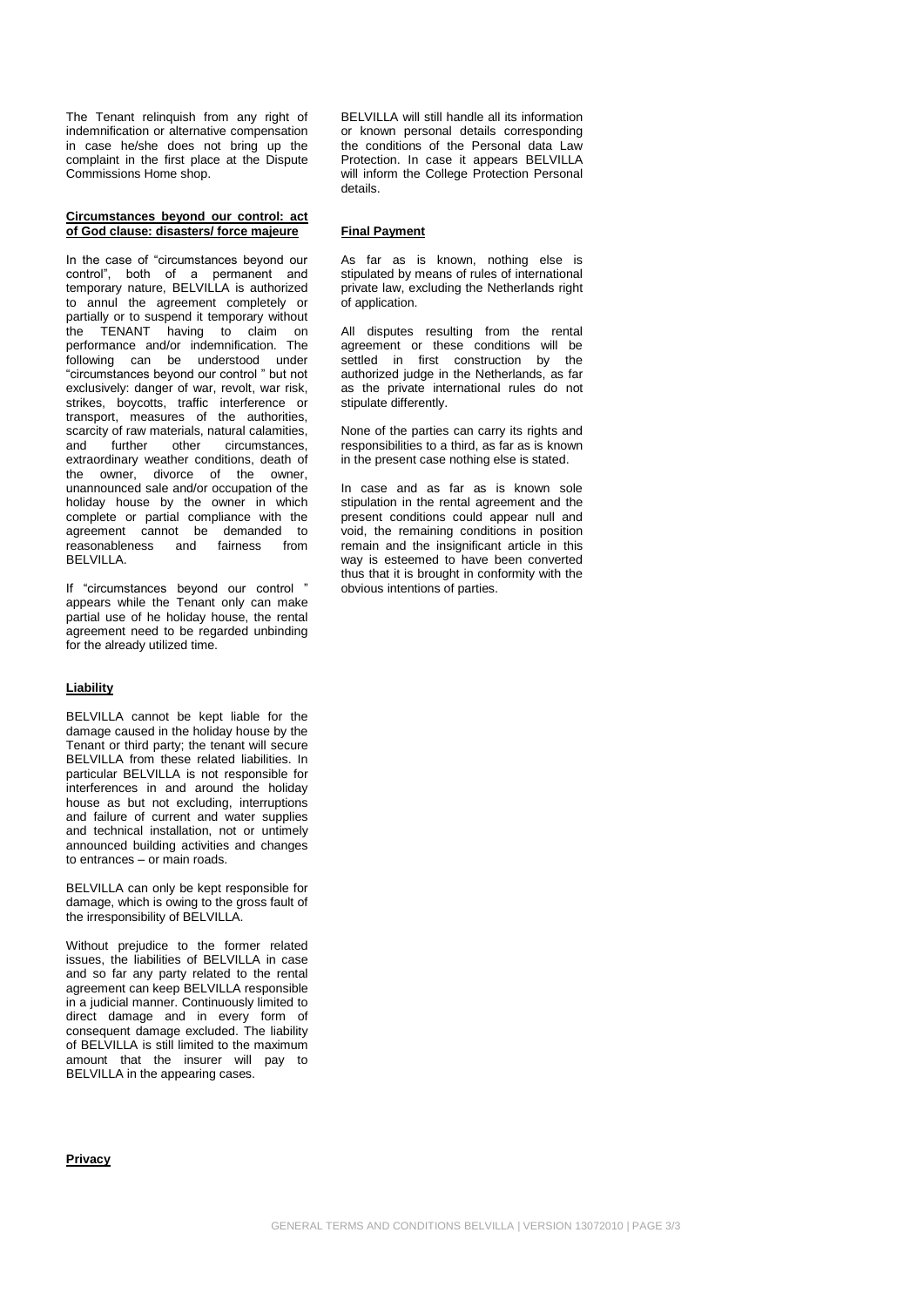The Tenant relinquish from any right of indemnification or alternative compensation in case he/she does not bring up the complaint in the first place at the Dispute Commissions Home shop.

**Circumstances beyond our control: act of God clause: disasters/ force majeure**

In the case of "circumstances beyond our control", both of a permanent and temporary nature, BELVILLA is authorized to annul the agreement completely or partially or to suspend it temporary without the TENANT having to claim on performance and/or indemnification. The following can be understood under "circumstances beyond our control " but not exclusively: danger of war, revolt, war risk, strikes, boycotts, traffic interference or transport, measures of the authorities, scarcity of raw materials, natural calamities, and further other circumstances, extraordinary weather conditions, death of the owner, divorce of the owner, unannounced sale and/or occupation of the holiday house by the owner in which complete or partial compliance with the agreement cannot be demanded to reasonableness and fairness from BELVILLA.

If "circumstances beyond our control " appears while the Tenant only can make partial use of he holiday house, the rental agreement need to be regarded unbinding for the already utilized time.

**Liability**

BELVILLA cannot be kept liable for the damage caused in the holiday house by the Tenant or third party; the tenant will secure BELVILLA from these related liabilities. In particular BELVILLA is not responsible for interferences in and around the holiday house as but not excluding, interruptions and failure of current and water supplies and technical installation, not or untimely announced building activities and changes to entrances – or main roads.

BELVILLA can only be kept responsible for damage, which is owing to the gross fault of the irresponsibility of BELVILLA.

Without prejudice to the former related issues, the liabilities of BELVILLA in case and so far any party related to the rental agreement can keep BELVILLA responsible in a judicial manner. Continuously limited to direct damage and in every form of consequent damage excluded. The liability of BELVILLA is still limited to the maximum amount that the insurer will pay to BELVILLA in the appearing cases.

**Privacy**

BELVILLA will still handle all its information or known personal details corresponding the conditions of the Personal data Law Protection. In case it appears BELVILLA will inform the College Protection Personal details.

**Final Payment**

As far as is known, nothing else is stipulated by means of rules of international private law, excluding the Netherlands right of application.

All disputes resulting from the rental agreement or these conditions will be settled in first construction by the authorized judge in the Netherlands, as far as the private international rules do not stipulate differently.

None of the parties can carry its rights and responsibilities to a third, as far as is known in the present case nothing else is stated.

In case and as far as is known sole stipulation in the rental agreement and the present conditions could appear null and void, the remaining conditions in position remain and the insignificant article in this way is esteemed to have been converted thus that it is brought in conformity with the obvious intentions of parties.